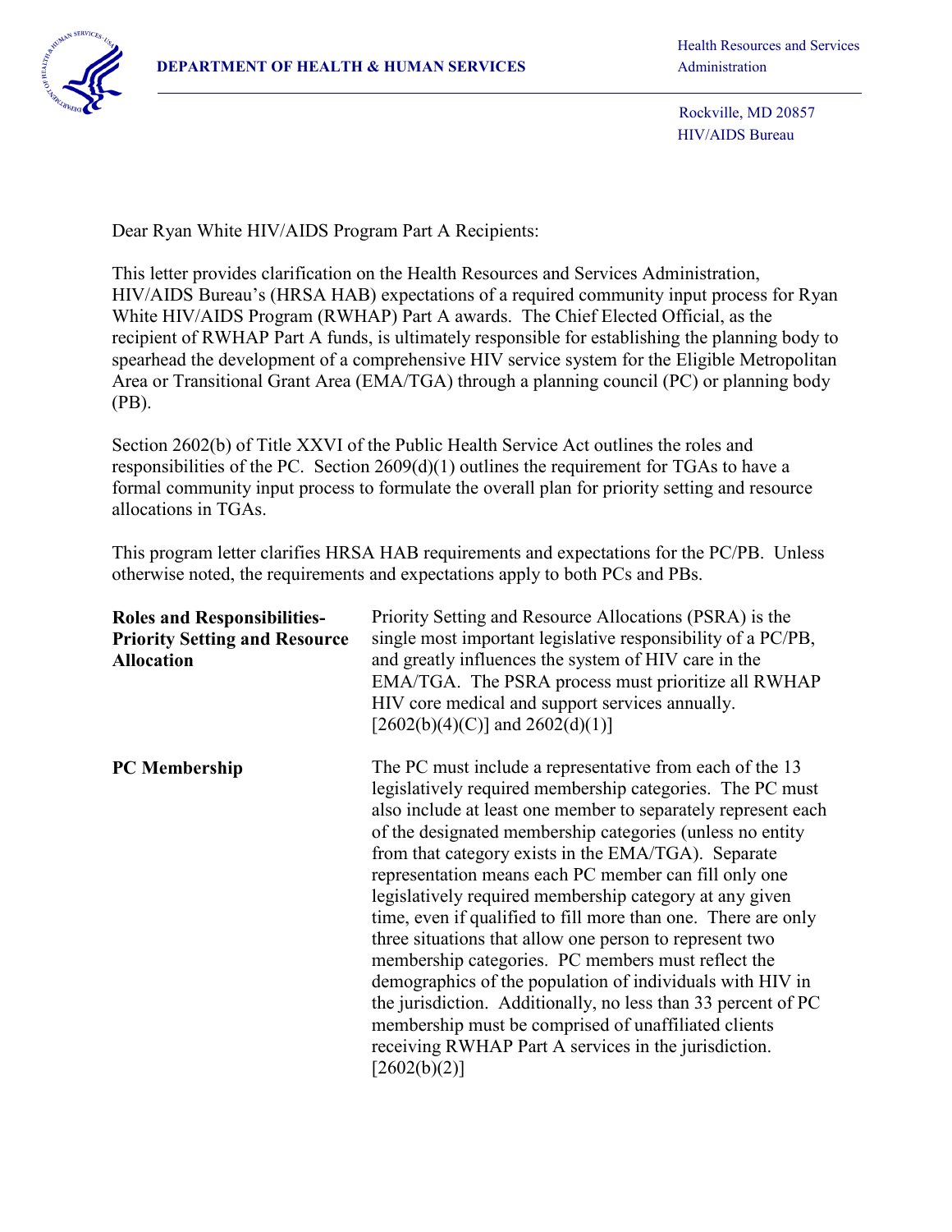**DEPARTMENT OF HEALTH & HUMAN SERVICES**

Health Resources and Services Administration

Rockville, MD 20857
HIV/AIDS Bureau

Dear Ryan White HIV/AIDS Program Part A Recipients:

This letter provides clarification on the Health Resources and Services Administration, HIV/AIDS Bureau's (HRSA HAB) expectations of a required community input process for Ryan White HIV/AIDS Program (RWHAP) Part A awards. The Chief Elected Official, as the recipient of RWHAP Part A funds, is ultimately responsible for establishing the planning body to spearhead the development of a comprehensive HIV service system for the Eligible Metropolitan Area or Transitional Grant Area (EMA/TGA) through a planning council (PC) or planning body (PB).

Section 2602(b) of Title XXVI of the Public Health Service Act outlines the roles and responsibilities of the PC. Section 2609(d)(1) outlines the requirement for TGAs to have a formal community input process to formulate the overall plan for priority setting and resource allocations in TGAs.

This program letter clarifies HRSA HAB requirements and expectations for the PC/PB. Unless otherwise noted, the requirements and expectations apply to both PCs and PBs.

| | |
|---|---|
| **Roles and Responsibilities-Priority Setting and Resource Allocation** | Priority Setting and Resource Allocations (PSRA) is the single most important legislative responsibility of a PC/PB, and greatly influences the system of HIV care in the EMA/TGA. The PSRA process must prioritize all RWHAP HIV core medical and support services annually. [2602(b)(4)(C)] and 2602(d)(1)] |
| **PC Membership** | The PC must include a representative from each of the 13 legislatively required membership categories. The PC must also include at least one member to separately represent each of the designated membership categories (unless no entity from that category exists in the EMA/TGA). Separate representation means each PC member can fill only one legislatively required membership category at any given time, even if qualified to fill more than one. There are only three situations that allow one person to represent two membership categories. PC members must reflect the demographics of the population of individuals with HIV in the jurisdiction. Additionally, no less than 33 percent of PC membership must be comprised of unaffiliated clients receiving RWHAP Part A services in the jurisdiction. [2602(b)(2)] |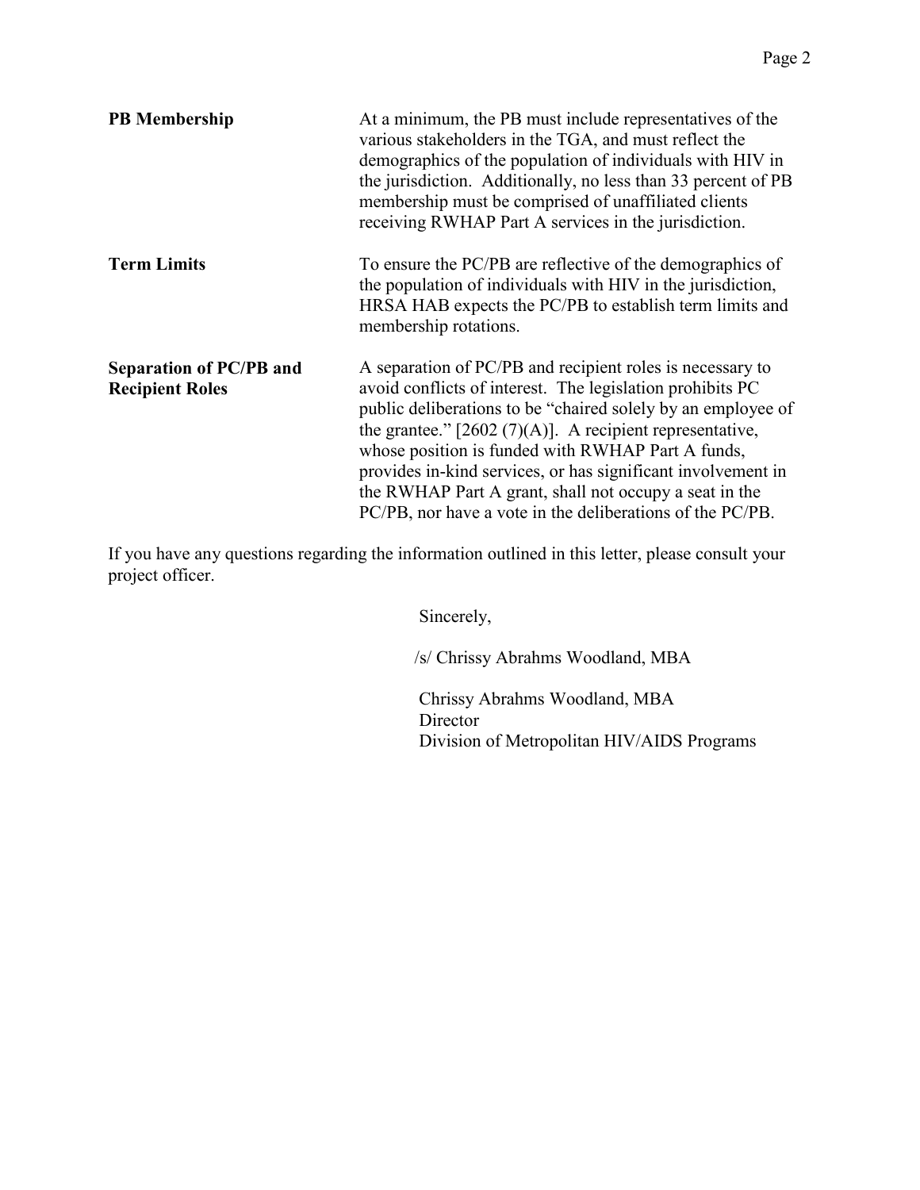**PB Membership**

At a minimum, the PB must include representatives of the various stakeholders in the TGA, and must reflect the demographics of the population of individuals with HIV in the jurisdiction. Additionally, no less than 33 percent of PB membership must be comprised of unaffiliated clients receiving RWHAP Part A services in the jurisdiction.

**Term Limits**

To ensure the PC/PB are reflective of the demographics of the population of individuals with HIV in the jurisdiction, HRSA HAB expects the PC/PB to establish term limits and membership rotations.

**Separation of PC/PB and Recipient Roles**

A separation of PC/PB and recipient roles is necessary to avoid conflicts of interest. The legislation prohibits PC public deliberations to be "chaired solely by an employee of the grantee." [2602 (7)(A)]. A recipient representative, whose position is funded with RWHAP Part A funds, provides in-kind services, or has significant involvement in the RWHAP Part A grant, shall not occupy a seat in the PC/PB, nor have a vote in the deliberations of the PC/PB.

If you have any questions regarding the information outlined in this letter, please consult your project officer.

Sincerely,

/s/ Chrissy Abrahms Woodland, MBA

Chrissy Abrahms Woodland, MBA
Director
Division of Metropolitan HIV/AIDS Programs